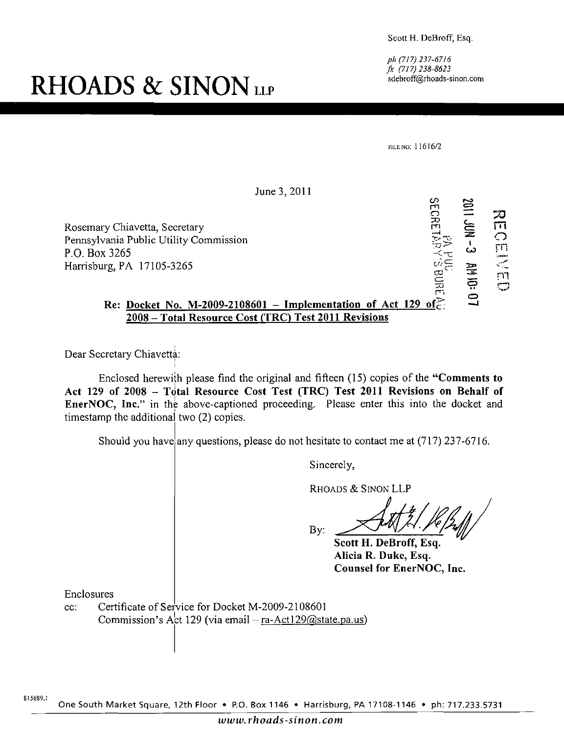Scott H. DeBroff, Esq.

*ph (717) 237-6716*
*fx (717) 238-8623*
sdebroff@rhoads-sinon.com

# RHOADS & SINON LLP

FILE NO: 11616/2

June 3, 2011

RECEIVED
2011 JUN -3 AM 10: 07
PA PUC
SECRETARY'S BUREAU

Rosemary Chiavetta, Secretary
Pennsylvania Public Utility Commission
P.O. Box 3265
Harrisburg, PA 17105-3265

**Re: Docket No. M-2009-2108601 – Implementation of Act 129 of 2008 – Total Resource Cost (TRC) Test 2011 Revisions**

Dear Secretary Chiavetta:

Enclosed herewith please find the original and fifteen (15) copies of the **"Comments to Act 129 of 2008 – Total Resource Cost Test (TRC) Test 2011 Revisions on Behalf of EnerNOC, Inc."** in the above-captioned proceeding. Please enter this into the docket and timestamp the additional two (2) copies.

Should you have any questions, please do not hesitate to contact me at (717) 237-6716.

Sincerely,

RHOADS & SINON LLP

By:

**Scott H. DeBroff, Esq.**
**Alicia R. Duke, Esq.**
**Counsel for EnerNOC, Inc.**

Enclosures

cc: Certificate of Service for Docket M-2009-2108601
Commission's Act 129 (via email – ra-Act129@state.pa.us)

815689.1

One South Market Square, 12th Floor • P.O. Box 1146 • Harrisburg, PA 17108-1146 • ph: 717.233.5731

*www.rhoads-sinon.com*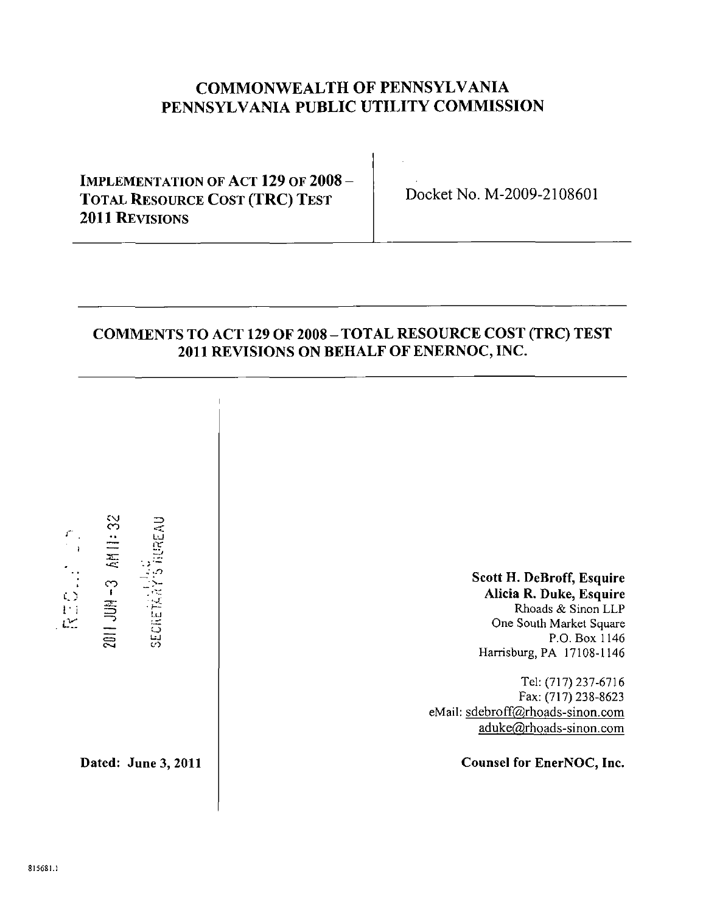# COMMONWEALTH OF PENNSYLVANIA
# PENNSYLVANIA PUBLIC UTILITY COMMISSION

| IMPLEMENTATION OF ACT 129 OF 2008 – TOTAL RESOURCE COST (TRC) TEST 2011 REVISIONS | Docket No. M-2009-2108601 |
|---|---|

## COMMENTS TO ACT 129 OF 2008 – TOTAL RESOURCE COST (TRC) TEST 2011 REVISIONS ON BEHALF OF ENERNOC, INC.

RECEIVED
2011 JUN -3 AM 11:32
PA PUC
SECRETARY'S BUREAU

**Scott H. DeBroff, Esquire**
**Alicia R. Duke, Esquire**
Rhoads & Sinon LLP
One South Market Square
P.O. Box 1146
Harrisburg, PA 17108-1146

Tel: (717) 237-6716
Fax: (717) 238-8623
eMail: sdebroff@rhoads-sinon.com
aduke@rhoads-sinon.com

**Dated: June 3, 2011**

**Counsel for EnerNOC, Inc.**

815681.1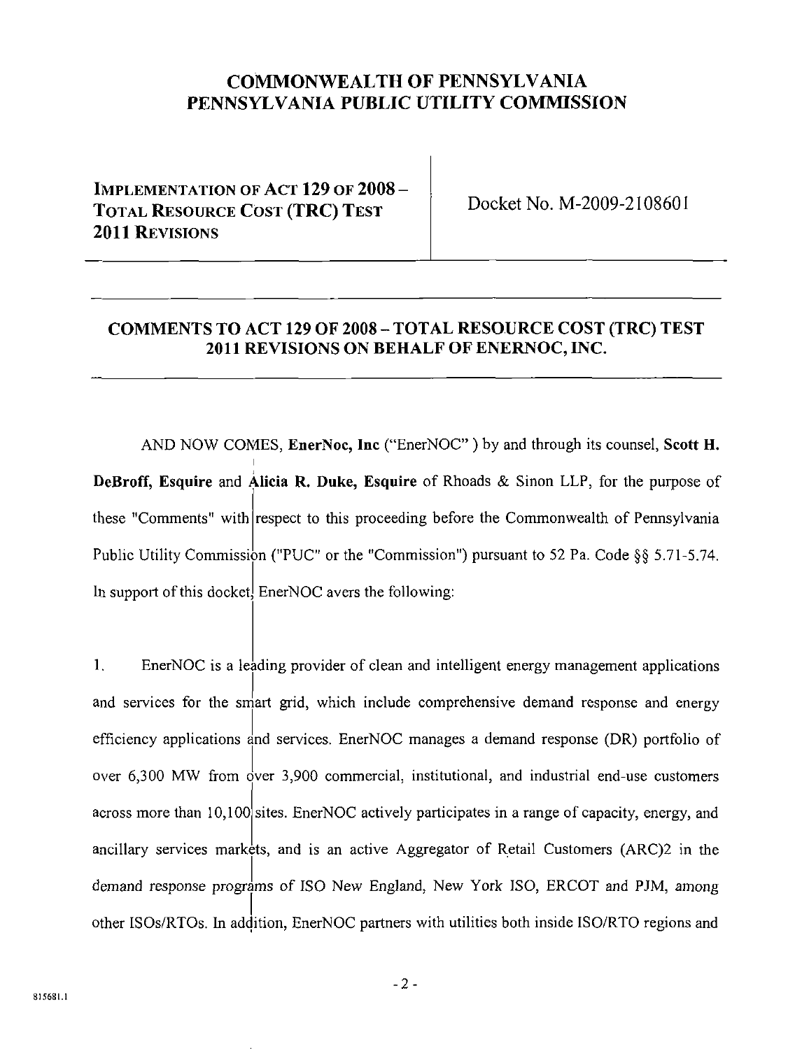# COMMONWEALTH OF PENNSYLVANIA
# PENNSYLVANIA PUBLIC UTILITY COMMISSION

| IMPLEMENTATION OF ACT 129 OF 2008 – TOTAL RESOURCE COST (TRC) TEST 2011 REVISIONS | Docket No. M-2009-2108601 |
|---|---|

## COMMENTS TO ACT 129 OF 2008 – TOTAL RESOURCE COST (TRC) TEST 2011 REVISIONS ON BEHALF OF ENERNOC, INC.

AND NOW COMES, **EnerNoc, Inc** ("EnerNOC" ) by and through its counsel, **Scott H. DeBroff, Esquire** and **Alicia R. Duke, Esquire** of Rhoads & Sinon LLP, for the purpose of these "Comments" with respect to this proceeding before the Commonwealth of Pennsylvania Public Utility Commission ("PUC" or the "Commission") pursuant to 52 Pa. Code §§ 5.71-5.74. In support of this docket, EnerNOC avers the following:

1. EnerNOC is a leading provider of clean and intelligent energy management applications and services for the smart grid, which include comprehensive demand response and energy efficiency applications and services. EnerNOC manages a demand response (DR) portfolio of over 6,300 MW from over 3,900 commercial, institutional, and industrial end-use customers across more than 10,100 sites. EnerNOC actively participates in a range of capacity, energy, and ancillary services markets, and is an active Aggregator of Retail Customers (ARC)2 in the demand response programs of ISO New England, New York ISO, ERCOT and PJM, among other ISOs/RTOs. In addition, EnerNOC partners with utilities both inside ISO/RTO regions and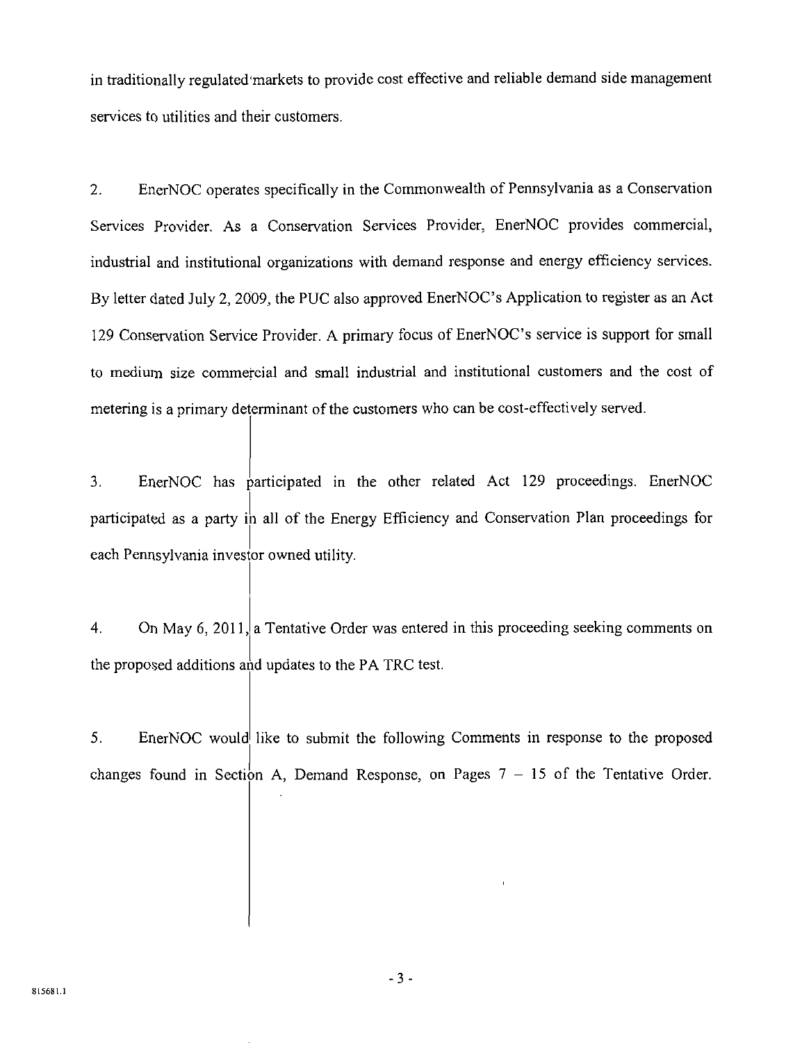in traditionally regulated markets to provide cost effective and reliable demand side management services to utilities and their customers.

2. EnerNOC operates specifically in the Commonwealth of Pennsylvania as a Conservation Services Provider. As a Conservation Services Provider, EnerNOC provides commercial, industrial and institutional organizations with demand response and energy efficiency services. By letter dated July 2, 2009, the PUC also approved EnerNOC's Application to register as an Act 129 Conservation Service Provider. A primary focus of EnerNOC's service is support for small to medium size commercial and small industrial and institutional customers and the cost of metering is a primary determinant of the customers who can be cost-effectively served.

3. EnerNOC has participated in the other related Act 129 proceedings. EnerNOC participated as a party in all of the Energy Efficiency and Conservation Plan proceedings for each Pennsylvania investor owned utility.

4. On May 6, 2011, a Tentative Order was entered in this proceeding seeking comments on the proposed additions and updates to the PA TRC test.

5. EnerNOC would like to submit the following Comments in response to the proposed changes found in Section A, Demand Response, on Pages 7 – 15 of the Tentative Order.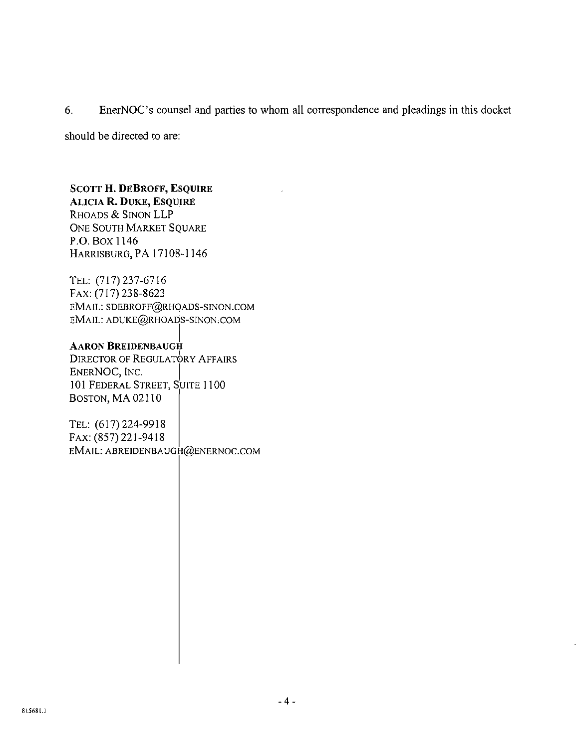6. EnerNOC's counsel and parties to whom all correspondence and pleadings in this docket should be directed to are:

**Scott H. DeBroff, Esquire**
**Alicia R. Duke, Esquire**
Rhoads & Sinon LLP
One South Market Square
P.O. Box 1146
Harrisburg, PA 17108-1146

Tel: (717) 237-6716
Fax: (717) 238-8623
EMail: sdebroff@rhoads-sinon.com
EMail: aduke@rhoads-sinon.com

**Aaron Breidenbaugh**
Director of Regulatory Affairs
EnerNOC, Inc.
101 Federal Street, Suite 1100
Boston, MA 02110

Tel: (617) 224-9918
Fax: (857) 221-9418
EMail: abreidenbaugh@enernoc.com

815681.1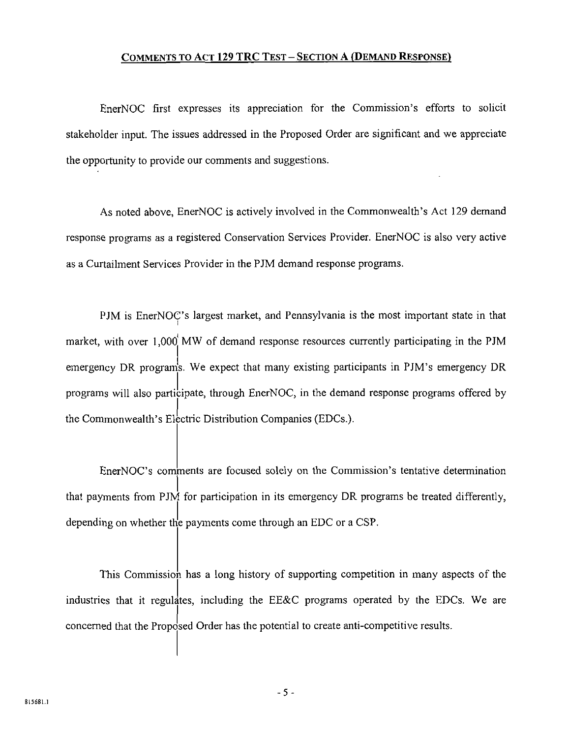## COMMENTS TO ACT 129 TRC TEST – SECTION A (DEMAND RESPONSE)

EnerNOC first expresses its appreciation for the Commission's efforts to solicit stakeholder input. The issues addressed in the Proposed Order are significant and we appreciate the opportunity to provide our comments and suggestions.

As noted above, EnerNOC is actively involved in the Commonwealth's Act 129 demand response programs as a registered Conservation Services Provider. EnerNOC is also very active as a Curtailment Services Provider in the PJM demand response programs.

PJM is EnerNOC's largest market, and Pennsylvania is the most important state in that market, with over 1,000 MW of demand response resources currently participating in the PJM emergency DR programs. We expect that many existing participants in PJM's emergency DR programs will also participate, through EnerNOC, in the demand response programs offered by the Commonwealth's Electric Distribution Companies (EDCs.).

EnerNOC's comments are focused solely on the Commission's tentative determination that payments from PJM for participation in its emergency DR programs be treated differently, depending on whether the payments come through an EDC or a CSP.

This Commission has a long history of supporting competition in many aspects of the industries that it regulates, including the EE&C programs operated by the EDCs. We are concerned that the Proposed Order has the potential to create anti-competitive results.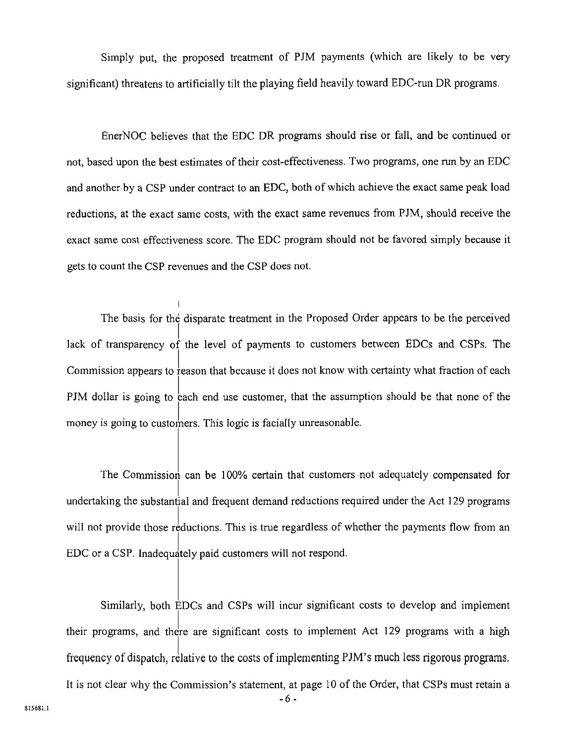Simply put, the proposed treatment of PJM payments (which are likely to be very significant) threatens to artificially tilt the playing field heavily toward EDC-run DR programs.

EnerNOC believes that the EDC DR programs should rise or fall, and be continued or not, based upon the best estimates of their cost-effectiveness. Two programs, one run by an EDC and another by a CSP under contract to an EDC, both of which achieve the exact same peak load reductions, at the exact same costs, with the exact same revenues from PJM, should receive the exact same cost effectiveness score. The EDC program should not be favored simply because it gets to count the CSP revenues and the CSP does not.

The basis for the disparate treatment in the Proposed Order appears to be the perceived lack of transparency of the level of payments to customers between EDCs and CSPs. The Commission appears to reason that because it does not know with certainty what fraction of each PJM dollar is going to each end use customer, that the assumption should be that none of the money is going to customers. This logic is facially unreasonable.

The Commission can be 100% certain that customers not adequately compensated for undertaking the substantial and frequent demand reductions required under the Act 129 programs will not provide those reductions. This is true regardless of whether the payments flow from an EDC or a CSP. Inadequately paid customers will not respond.

Similarly, both EDCs and CSPs will incur significant costs to develop and implement their programs, and there are significant costs to implement Act 129 programs with a high frequency of dispatch, relative to the costs of implementing PJM's much less rigorous programs. It is not clear why the Commission's statement, at page 10 of the Order, that CSPs must retain a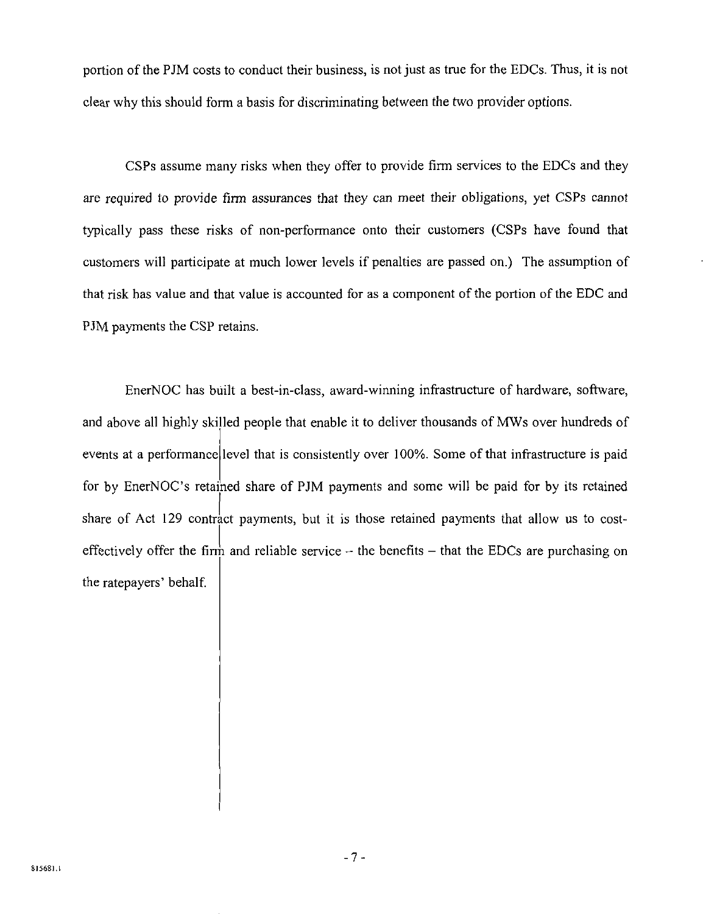portion of the PJM costs to conduct their business, is not just as true for the EDCs. Thus, it is not clear why this should form a basis for discriminating between the two provider options.

CSPs assume many risks when they offer to provide firm services to the EDCs and they are required to provide firm assurances that they can meet their obligations, yet CSPs cannot typically pass these risks of non-performance onto their customers (CSPs have found that customers will participate at much lower levels if penalties are passed on.) The assumption of that risk has value and that value is accounted for as a component of the portion of the EDC and PJM payments the CSP retains.

EnerNOC has built a best-in-class, award-winning infrastructure of hardware, software, and above all highly skilled people that enable it to deliver thousands of MWs over hundreds of events at a performance level that is consistently over 100%. Some of that infrastructure is paid for by EnerNOC's retained share of PJM payments and some will be paid for by its retained share of Act 129 contract payments, but it is those retained payments that allow us to cost-effectively offer the firm and reliable service -- the benefits – that the EDCs are purchasing on the ratepayers' behalf.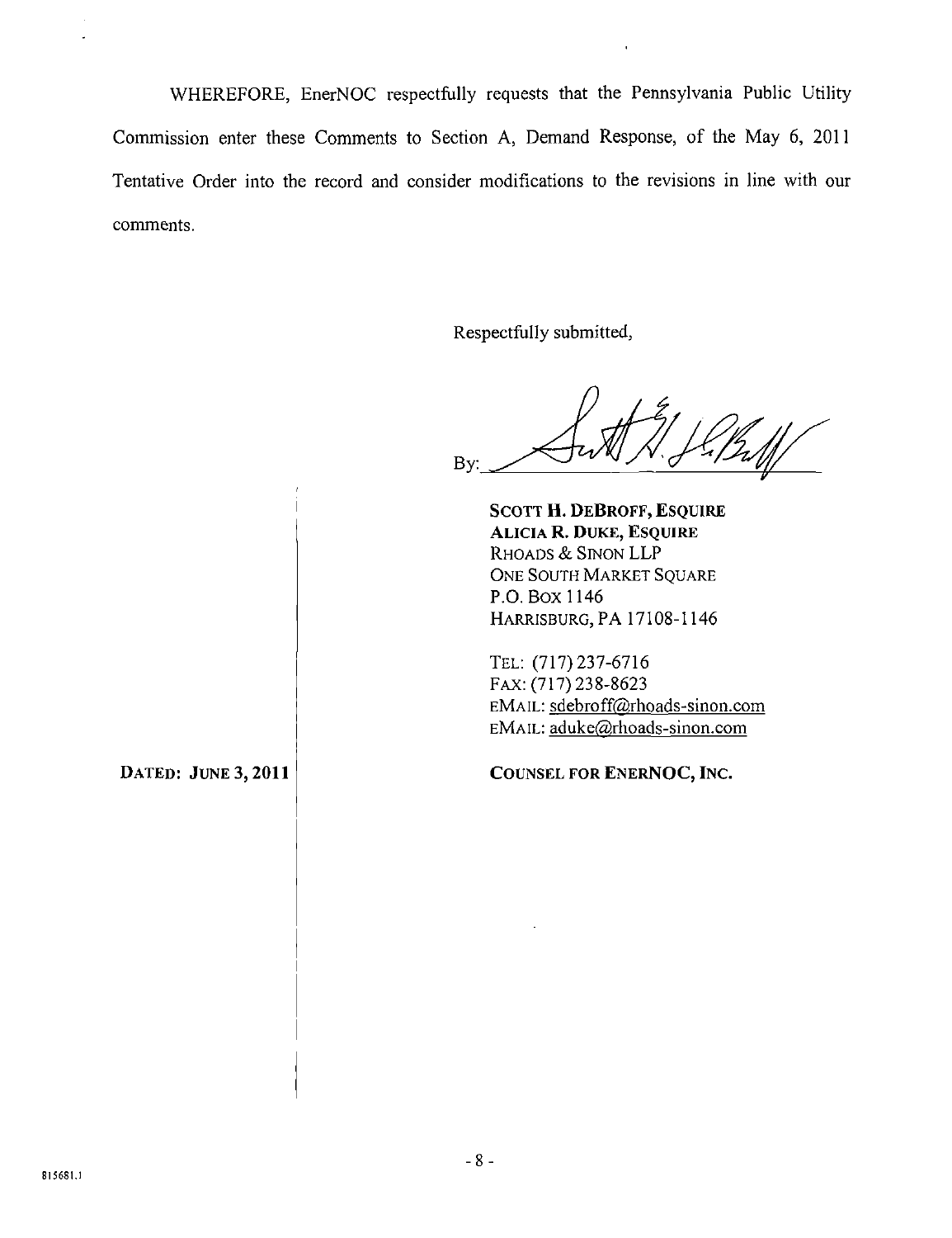WHEREFORE, EnerNOC respectfully requests that the Pennsylvania Public Utility Commission enter these Comments to Section A, Demand Response, of the May 6, 2011 Tentative Order into the record and consider modifications to the revisions in line with our comments.

Respectfully submitted,

By: ______________________

**SCOTT H. DEBROFF, ESQUIRE**
**ALICIA R. DUKE, ESQUIRE**
RHOADS & SINON LLP
ONE SOUTH MARKET SQUARE
P.O. BOX 1146
HARRISBURG, PA 17108-1146

TEL: (717) 237-6716
FAX: (717) 238-8623
EMAIL: sdebroff@rhoads-sinon.com
EMAIL: aduke@rhoads-sinon.com

**DATED: JUNE 3, 2011**

**COUNSEL FOR ENERNOC, INC.**

815681.1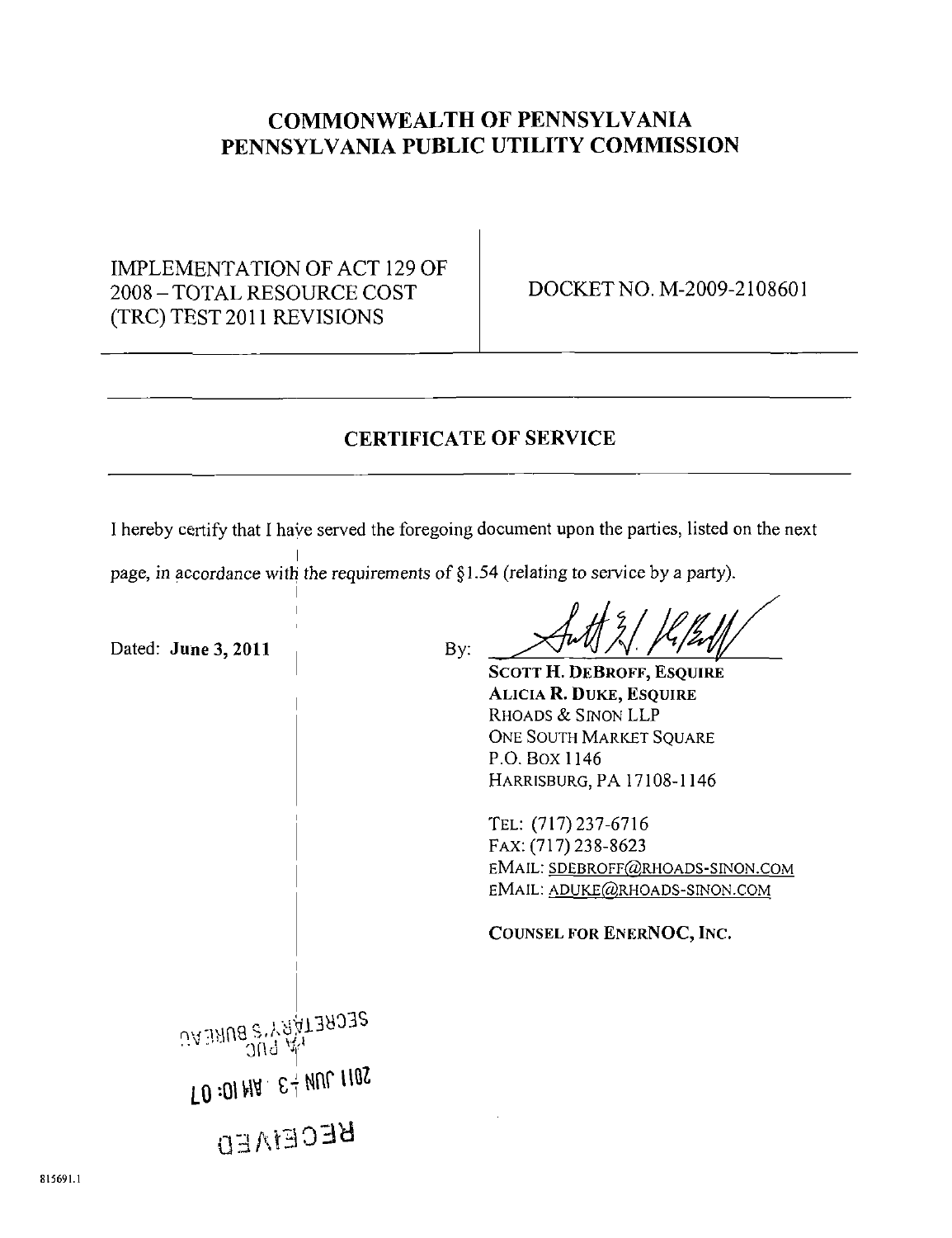# COMMONWEALTH OF PENNSYLVANIA
# PENNSYLVANIA PUBLIC UTILITY COMMISSION

| IMPLEMENTATION OF ACT 129 OF 2008 – TOTAL RESOURCE COST (TRC) TEST 2011 REVISIONS | DOCKET NO. M-2009-2108601 |
|---|---|

## CERTIFICATE OF SERVICE

I hereby certify that I have served the foregoing document upon the parties, listed on the next page, in accordance with the requirements of §1.54 (relating to service by a party).

Dated: **June 3, 2011**

By: ______________________

**SCOTT H. DEBROFF, ESQUIRE**
**ALICIA R. DUKE, ESQUIRE**
RHOADS & SINON LLP
ONE SOUTH MARKET SQUARE
P.O. BOX 1146
HARRISBURG, PA 17108-1146

TEL: (717) 237-6716
FAX: (717) 238-8623
EMAIL: SDEBROFF@RHOADS-SINON.COM
EMAIL: ADUKE@RHOADS-SINON.COM

**COUNSEL FOR ENERNOC, INC.**

RECEIVED
2011 JUN -3 AM 10:07
PA PUC
SECRETARY'S BUREAU

815691.1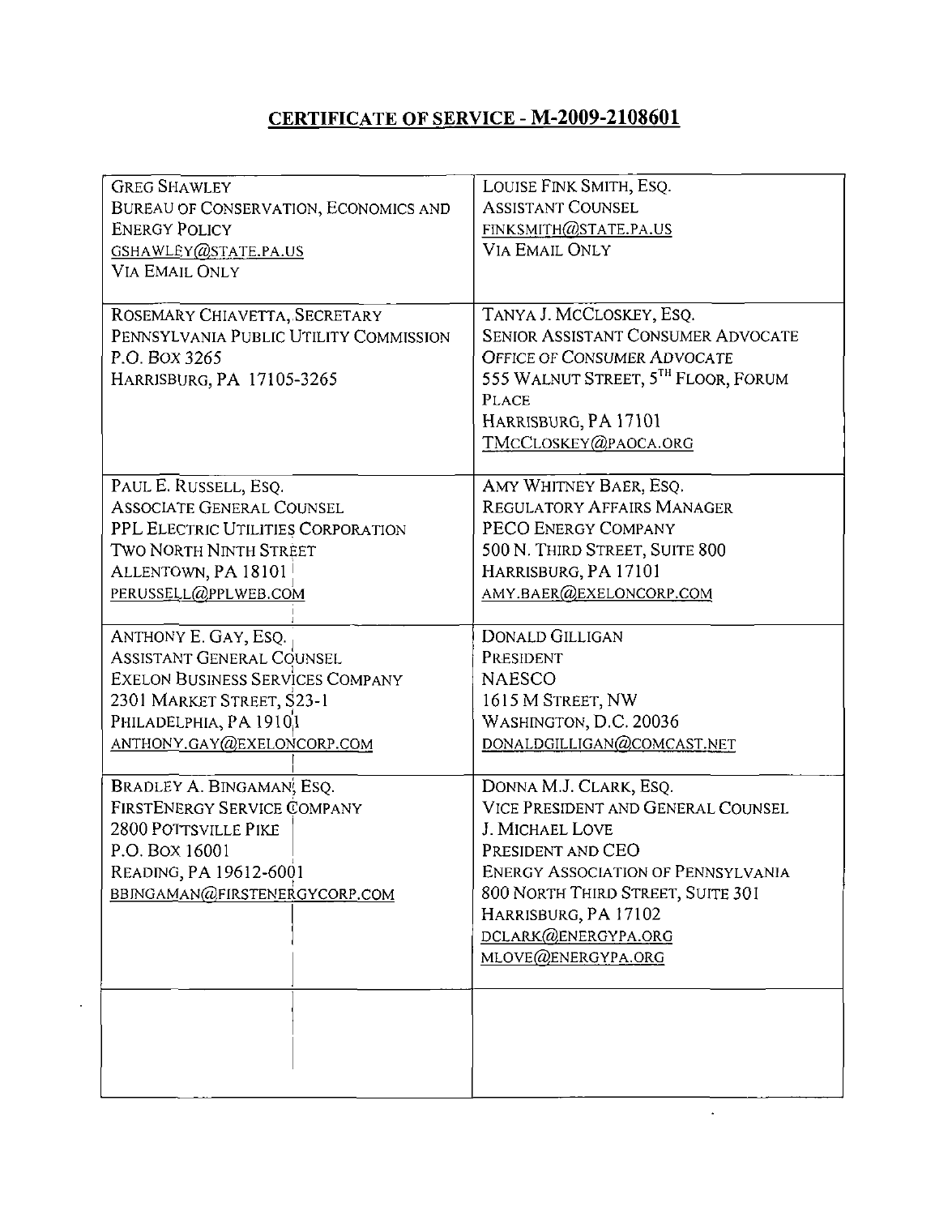## CERTIFICATE OF SERVICE - M-2009-2108601

| | |
|---|---|
| GREG SHAWLEY<br>BUREAU OF CONSERVATION, ECONOMICS AND ENERGY POLICY<br>GSHAWLEY@STATE.PA.US<br>VIA EMAIL ONLY | LOUISE FINK SMITH, ESQ.<br>ASSISTANT COUNSEL<br>FINKSMITH@STATE.PA.US<br>VIA EMAIL ONLY |
| ROSEMARY CHIAVETTA, SECRETARY<br>PENNSYLVANIA PUBLIC UTILITY COMMISSION<br>P.O. BOX 3265<br>HARRISBURG, PA 17105-3265 | TANYA J. MCCLOSKEY, ESQ.<br>SENIOR ASSISTANT CONSUMER ADVOCATE<br>OFFICE OF CONSUMER ADVOCATE<br>555 WALNUT STREET, 5TH FLOOR, FORUM PLACE<br>HARRISBURG, PA 17101<br>TMCCLOSKEY@PAOCA.ORG |
| PAUL E. RUSSELL, ESQ.<br>ASSOCIATE GENERAL COUNSEL<br>PPL ELECTRIC UTILITIES CORPORATION<br>TWO NORTH NINTH STREET<br>ALLENTOWN, PA 18101<br>PERUSSELL@PPLWEB.COM | AMY WHITNEY BAER, ESQ.<br>REGULATORY AFFAIRS MANAGER<br>PECO ENERGY COMPANY<br>500 N. THIRD STREET, SUITE 800<br>HARRISBURG, PA 17101<br>AMY.BAER@EXELONCORP.COM |
| ANTHONY E. GAY, ESQ.<br>ASSISTANT GENERAL COUNSEL<br>EXELON BUSINESS SERVICES COMPANY<br>2301 MARKET STREET, S23-1<br>PHILADELPHIA, PA 19101<br>ANTHONY.GAY@EXELONCORP.COM | DONALD GILLIGAN<br>PRESIDENT<br>NAESCO<br>1615 M STREET, NW<br>WASHINGTON, D.C. 20036<br>DONALDGILLIGAN@COMCAST.NET |
| BRADLEY A. BINGAMAN, ESQ.<br>FIRSTENERGY SERVICE COMPANY<br>2800 POTTSVILLE PIKE<br>P.O. BOX 16001<br>READING, PA 19612-6001<br>BBINGAMAN@FIRSTENERGYCORP.COM | DONNA M.J. CLARK, ESQ.<br>VICE PRESIDENT AND GENERAL COUNSEL<br>J. MICHAEL LOVE<br>PRESIDENT AND CEO<br>ENERGY ASSOCIATION OF PENNSYLVANIA<br>800 NORTH THIRD STREET, SUITE 301<br>HARRISBURG, PA 17102<br>DCLARK@ENERGYPA.ORG<br>MLOVE@ENERGYPA.ORG |
| | |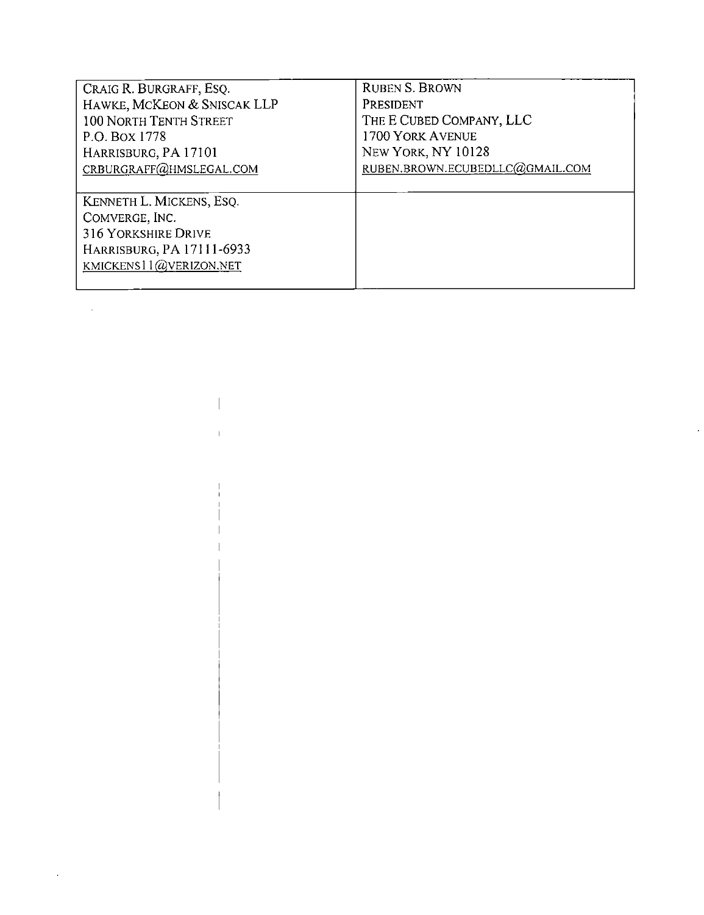| | |
|---|---|
| CRAIG R. BURGRAFF, ESQ.<br>HAWKE, MCKEON & SNISCAK LLP<br>100 NORTH TENTH STREET<br>P.O. BOX 1778<br>HARRISBURG, PA 17101<br>CRBURGRAFF@HMSLEGAL.COM | RUBEN S. BROWN<br>PRESIDENT<br>THE E CUBED COMPANY, LLC<br>1700 YORK AVENUE<br>NEW YORK, NY 10128<br>RUBEN.BROWN.ECUBEDLLC@GMAIL.COM |
| KENNETH L. MICKENS, ESQ.<br>COMVERGE, INC.<br>316 YORKSHIRE DRIVE<br>HARRISBURG, PA 17111-6933<br>KMICKENS11@VERIZON.NET | |